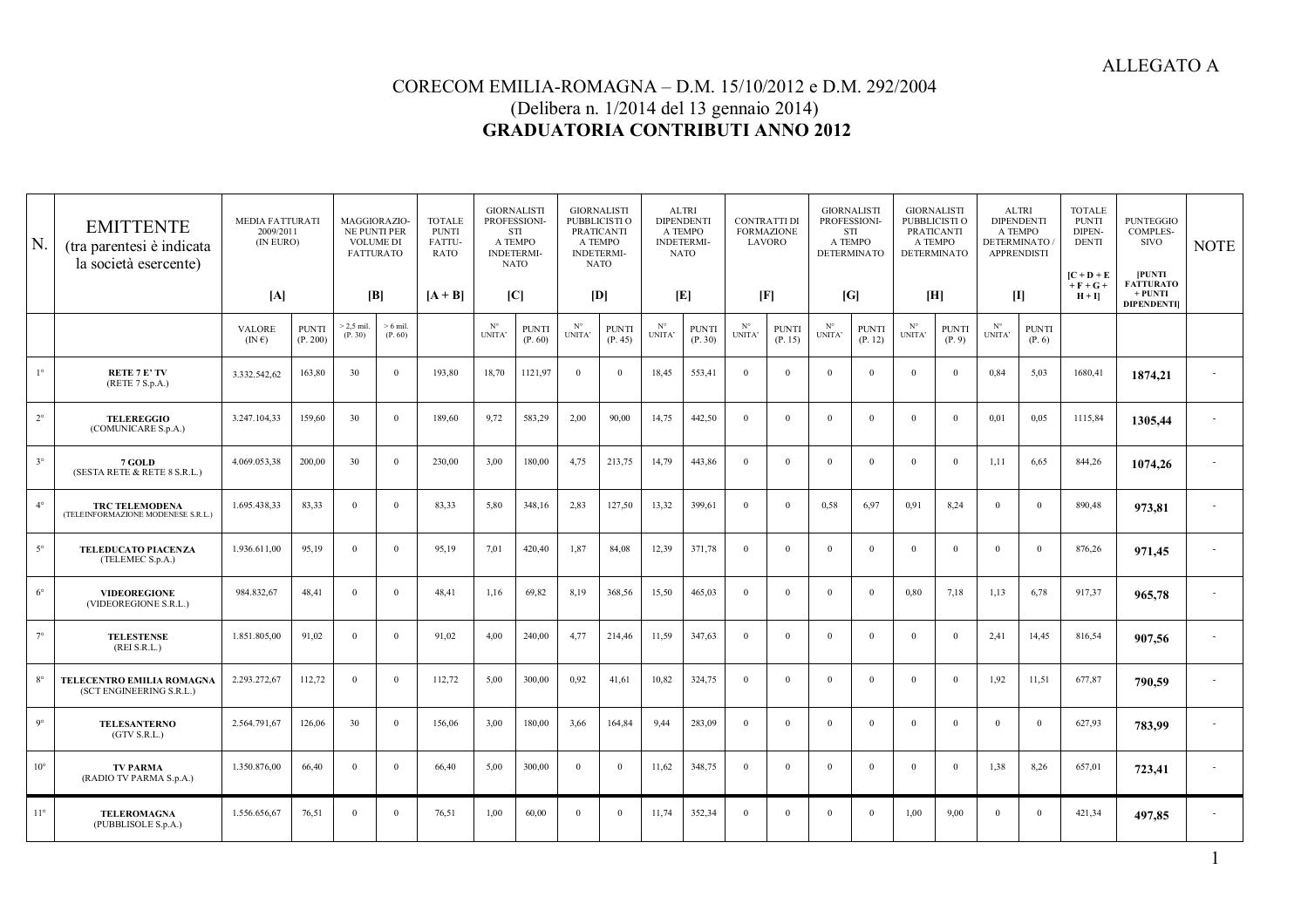ALLEGATO A

# CORECOM EMILIA-ROMAGNA – D.M. 15/10/2012 e D.M. 292/2004
(Delibera n. 1/2014 del 13 gennaio 2014)
**GRADUATORIA CONTRIBUTI ANNO 2012**

| N. | EMITTENTE (tra parentesi è indicata la società esercente) | MEDIA FATTURATI 2009/2011 (IN EURO) [A] | | MAGGIORAZIONE PUNTI PER VOLUME DI FATTURATO [B] | | TOTALE PUNTI FATTURATO [A + B] | GIORNALISTI PROFESSIONISTI A TEMPO INDETERMINATO [C] | | GIORNALISTI PUBBLICISTI O PRATICANTI A TEMPO INDETERMINATO [D] | | ALTRI DIPENDENTI A TEMPO INDETERMINATO [E] | | CONTRATTI DI FORMAZIONE LAVORO [F] | | GIORNALISTI PROFESSIONISTI A TEMPO DETERMINATO [G] | | GIORNALISTI PUBBLICISTI O PRATICANTI A TEMPO DETERMINATO [H] | | ALTRI DIPENDENTI A TEMPO DETERMINATO / APPRENDISTI [I] | | TOTALE PUNTI DIPENDENTI [C + D + E + F + G + H + I] | PUNTEGGIO COMPLESSIVO [PUNTI FATTURATO + PUNTI DIPENDENTI] | NOTE |
|---|---|---|---|---|---|---|---|---|---|---|---|---|---|---|---|---|---|---|---|---|---|---|---|
| | | VALORE (IN €) | PUNTI (P. 200) | > 2,5 mil. (P. 30) | > 6 mil. (P. 60) | | N° UNITA' | PUNTI (P. 60) | N° UNITA' | PUNTI (P. 45) | N° UNITA' | PUNTI (P. 30) | N° UNITA' | PUNTI (P. 15) | N° UNITA' | PUNTI (P. 12) | N° UNITA' | PUNTI (P. 9) | N° UNITA' | PUNTI (P. 6) | | | |
| 1° | **RETE 7 E' TV** (RETE 7 S.p.A.) | 3.332.542,62 | 163,80 | 30 | 0 | 193,80 | 18,70 | 1121,97 | 0 | 0 | 18,45 | 553,41 | 0 | 0 | 0 | 0 | 0 | 0 | 0,84 | 5,03 | 1680,41 | **1874,21** | - |
| 2° | **TELEREGGIO** (COMUNICARE S.p.A.) | 3.247.104,33 | 159,60 | 30 | 0 | 189,60 | 9,72 | 583,29 | 2,00 | 90,00 | 14,75 | 442,50 | 0 | 0 | 0 | 0 | 0 | 0 | 0,01 | 0,05 | 1115,84 | **1305,44** | - |
| 3° | **7 GOLD** (SESTA RETE & RETE 8 S.R.L.) | 4.069.053,38 | 200,00 | 30 | 0 | 230,00 | 3,00 | 180,00 | 4,75 | 213,75 | 14,79 | 443,86 | 0 | 0 | 0 | 0 | 0 | 0 | 1,11 | 6,65 | 844,26 | **1074,26** | - |
| 4° | **TRC TELEMODENA** (TELEINFORMAZIONE MODENESE S.R.L.) | 1.695.438,33 | 83,33 | 0 | 0 | 83,33 | 5,80 | 348,16 | 2,83 | 127,50 | 13,32 | 399,61 | 0 | 0 | 0,58 | 6,97 | 0,91 | 8,24 | 0 | 0 | 890,48 | **973,81** | - |
| 5° | **TELEDUCATO PIACENZA** (TELEMEC S.p.A.) | 1.936.611,00 | 95,19 | 0 | 0 | 95,19 | 7,01 | 420,40 | 1,87 | 84,08 | 12,39 | 371,78 | 0 | 0 | 0 | 0 | 0 | 0 | 0 | 0 | 876,26 | **971,45** | - |
| 6° | **VIDEOREGIONE** (VIDEOREGIONE S.R.L.) | 984.832,67 | 48,41 | 0 | 0 | 48,41 | 1,16 | 69,82 | 8,19 | 368,56 | 15,50 | 465,03 | 0 | 0 | 0 | 0 | 0,80 | 7,18 | 1,13 | 6,78 | 917,37 | **965,78** | - |
| 7° | **TELESTENSE** (REI S.R.L.) | 1.851.805,00 | 91,02 | 0 | 0 | 91,02 | 4,00 | 240,00 | 4,77 | 214,46 | 11,59 | 347,63 | 0 | 0 | 0 | 0 | 0 | 0 | 2,41 | 14,45 | 816,54 | **907,56** | - |
| 8° | **TELECENTRO EMILIA ROMAGNA** (SCT ENGINEERING S.R.L.) | 2.293.272,67 | 112,72 | 0 | 0 | 112,72 | 5,00 | 300,00 | 0,92 | 41,61 | 10,82 | 324,75 | 0 | 0 | 0 | 0 | 0 | 0 | 1,92 | 11,51 | 677,87 | **790,59** | - |
| 9° | **TELESANTERNO** (GTV S.R.L.) | 2.564.791,67 | 126,06 | 30 | 0 | 156,06 | 3,00 | 180,00 | 3,66 | 164,84 | 9,44 | 283,09 | 0 | 0 | 0 | 0 | 0 | 0 | 0 | 0 | 627,93 | **783,99** | - |
| 10° | **TV PARMA** (RADIO TV PARMA S.p.A.) | 1.350.876,00 | 66,40 | 0 | 0 | 66,40 | 5,00 | 300,00 | 0 | 0 | 11,62 | 348,75 | 0 | 0 | 0 | 0 | 0 | 0 | 1,38 | 8,26 | 657,01 | **723,41** | - |
| 11° | **TELEROMAGNA** (PUBBLISOLE S.p.A.) | 1.556.656,67 | 76,51 | 0 | 0 | 76,51 | 1,00 | 60,00 | 0 | 0 | 11,74 | 352,34 | 0 | 0 | 0 | 0 | 1,00 | 9,00 | 0 | 0 | 421,34 | **497,85** | - |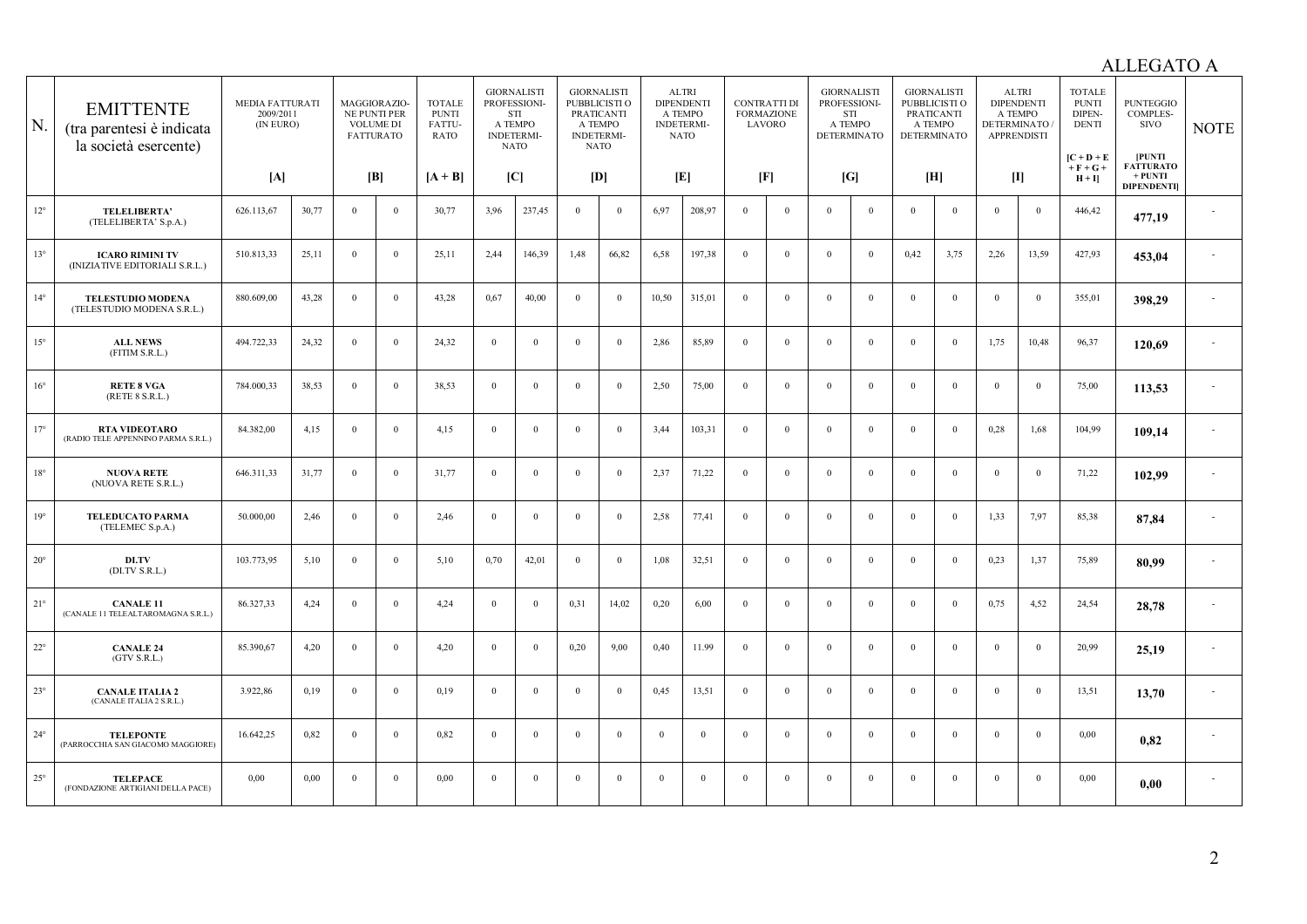ALLEGATO A

| N. | EMITTENTE (tra parentesi è indicata la società esercente) | MEDIA FATTURATI 2009/2011 (IN EURO) [A] | | MAGGIORAZIONE PUNTI PER VOLUME DI FATTURATO [B] | | TOTALE PUNTI FATTURATO [A + B] | GIORNALISTI PROFESSIONISTI A TEMPO INDETERMINATO [C] | | GIORNALISTI PUBBLICISTI O PRATICANTI A TEMPO INDETERMINATO [D] | | ALTRI DIPENDENTI A TEMPO INDETERMINATO [E] | | CONTRATTI DI FORMAZIONE LAVORO [F] | | GIORNALISTI PROFESSIONISTI A TEMPO DETERMINATO [G] | | GIORNALISTI PUBBLICISTI O PRATICANTI A TEMPO DETERMINATO [H] | | ALTRI DIPENDENTI A TEMPO DETERMINATO / APPRENDISTI [I] | | TOTALE PUNTI DIPENDENTI [C + D + E + F + G + H + I] | PUNTEGGIO COMPLESSIVO [PUNTI FATTURATO + PUNTI DIPENDENTI] | NOTE |
|---|---|---|---|---|---|---|---|---|---|---|---|---|---|---|---|---|---|---|---|---|---|---|---|
| 12° | **TELELIBERTA'** (TELELIBERTA' S.p.A.) | 626.113,67 | 30,77 | 0 | 0 | 30,77 | 3,96 | 237,45 | 0 | 0 | 6,97 | 208,97 | 0 | 0 | 0 | 0 | 0 | 0 | 0 | 0 | 446,42 | **477,19** | - |
| 13° | **ICARO RIMINI TV** (INIZIATIVE EDITORIALI S.R.L.) | 510.813,33 | 25,11 | 0 | 0 | 25,11 | 2,44 | 146,39 | 1,48 | 66,82 | 6,58 | 197,38 | 0 | 0 | 0 | 0 | 0,42 | 3,75 | 2,26 | 13,59 | 427,93 | **453,04** | - |
| 14° | **TELESTUDIO MODENA** (TELESTUDIO MODENA S.R.L.) | 880.609,00 | 43,28 | 0 | 0 | 43,28 | 0,67 | 40,00 | 0 | 0 | 10,50 | 315,01 | 0 | 0 | 0 | 0 | 0 | 0 | 0 | 0 | 355,01 | **398,29** | - |
| 15° | **ALL NEWS** (FITIM S.R.L.) | 494.722,33 | 24,32 | 0 | 0 | 24,32 | 0 | 0 | 0 | 0 | 2,86 | 85,89 | 0 | 0 | 0 | 0 | 0 | 0 | 1,75 | 10,48 | 96,37 | **120,69** | - |
| 16° | **RETE 8 VGA** (RETE 8 S.R.L.) | 784.000,33 | 38,53 | 0 | 0 | 38,53 | 0 | 0 | 0 | 0 | 2,50 | 75,00 | 0 | 0 | 0 | 0 | 0 | 0 | 0 | 0 | 75,00 | **113,53** | - |
| 17° | **RTA VIDEOTARO** (RADIO TELE APPENNINO PARMA S.R.L.) | 84.382,00 | 4,15 | 0 | 0 | 4,15 | 0 | 0 | 0 | 0 | 3,44 | 103,31 | 0 | 0 | 0 | 0 | 0 | 0 | 0,28 | 1,68 | 104,99 | **109,14** | - |
| 18° | **NUOVA RETE** (NUOVA RETE S.R.L.) | 646.311,33 | 31,77 | 0 | 0 | 31,77 | 0 | 0 | 0 | 0 | 2,37 | 71,22 | 0 | 0 | 0 | 0 | 0 | 0 | 0 | 0 | 71,22 | **102,99** | - |
| 19° | **TELEDUCATO PARMA** (TELEMEC S.p.A.) | 50.000,00 | 2,46 | 0 | 0 | 2,46 | 0 | 0 | 0 | 0 | 2,58 | 77,41 | 0 | 0 | 0 | 0 | 0 | 0 | 1,33 | 7,97 | 85,38 | **87,84** | - |
| 20° | **DI.TV** (DI.TV S.R.L.) | 103.773,95 | 5,10 | 0 | 0 | 5,10 | 0,70 | 42,01 | 0 | 0 | 1,08 | 32,51 | 0 | 0 | 0 | 0 | 0 | 0 | 0,23 | 1,37 | 75,89 | **80,99** | - |
| 21° | **CANALE 11** (CANALE 11 TELEALTAROMAGNA S.R.L.) | 86.327,33 | 4,24 | 0 | 0 | 4,24 | 0 | 0 | 0,31 | 14,02 | 0,20 | 6,00 | 0 | 0 | 0 | 0 | 0 | 0 | 0,75 | 4,52 | 24,54 | **28,78** | - |
| 22° | **CANALE 24** (GTV S.R.L.) | 85.390,67 | 4,20 | 0 | 0 | 4,20 | 0 | 0 | 0,20 | 9,00 | 0,40 | 11.99 | 0 | 0 | 0 | 0 | 0 | 0 | 0 | 0 | 20,99 | **25,19** | - |
| 23° | **CANALE ITALIA 2** (CANALE ITALIA 2 S.R.L.) | 3.922,86 | 0,19 | 0 | 0 | 0,19 | 0 | 0 | 0 | 0 | 0,45 | 13,51 | 0 | 0 | 0 | 0 | 0 | 0 | 0 | 0 | 13,51 | **13,70** | - |
| 24° | **TELEPONTE** (PARROCCHIA SAN GIACOMO MAGGIORE) | 16.642,25 | 0,82 | 0 | 0 | 0,82 | 0 | 0 | 0 | 0 | 0 | 0 | 0 | 0 | 0 | 0 | 0 | 0 | 0 | 0 | 0,00 | **0,82** | - |
| 25° | **TELEPACE** (FONDAZIONE ARTIGIANI DELLA PACE) | 0,00 | 0,00 | 0 | 0 | 0,00 | 0 | 0 | 0 | 0 | 0 | 0 | 0 | 0 | 0 | 0 | 0 | 0 | 0 | 0 | 0,00 | **0,00** | - |